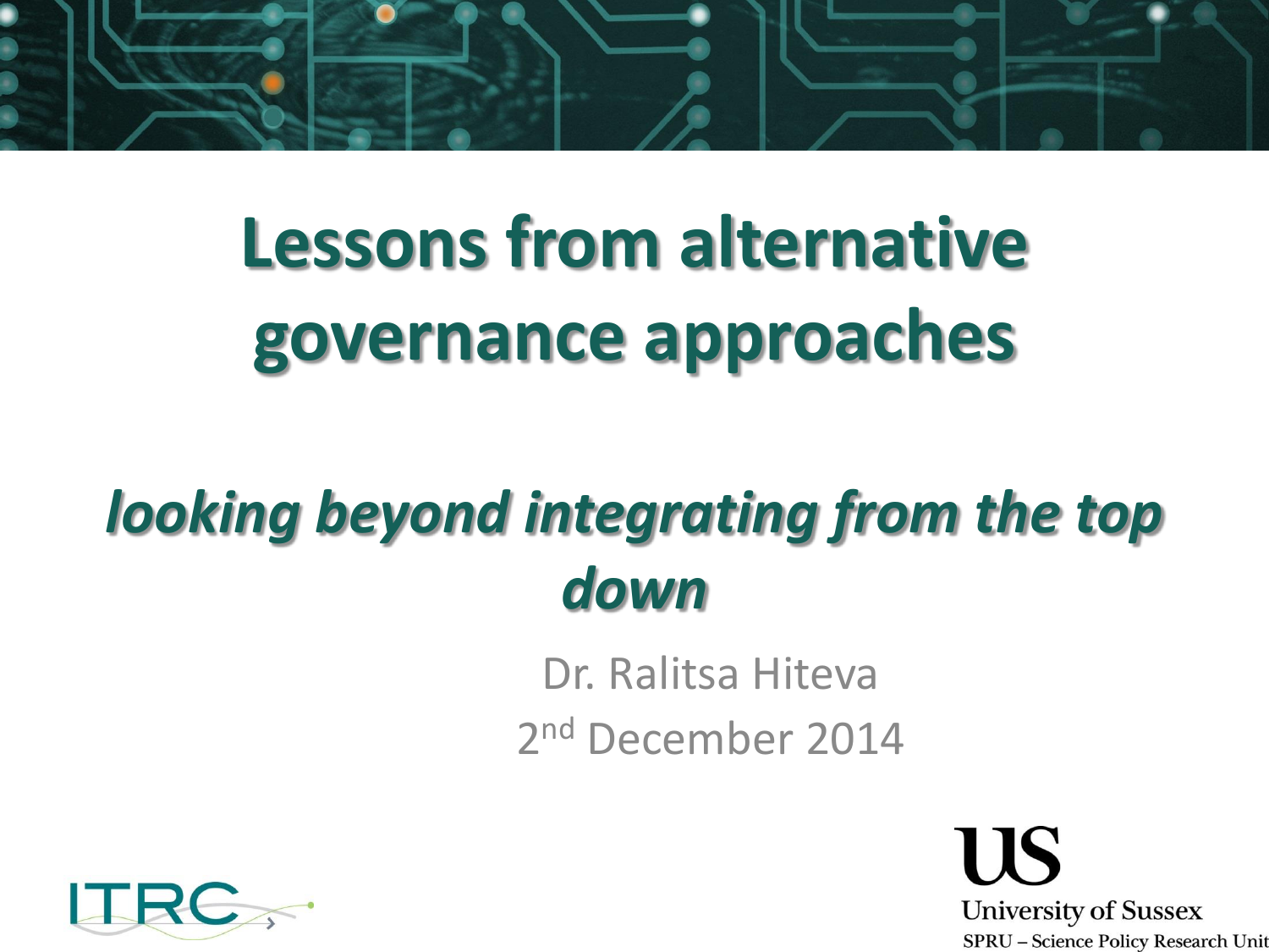# Lessons from alternative governance approaches

## *looking beyond integrating from the top down*

Dr. Ralitsa Hiteva

2nd December 2014

ITRC

University of Sussex

SPRU – Science Policy Research Unit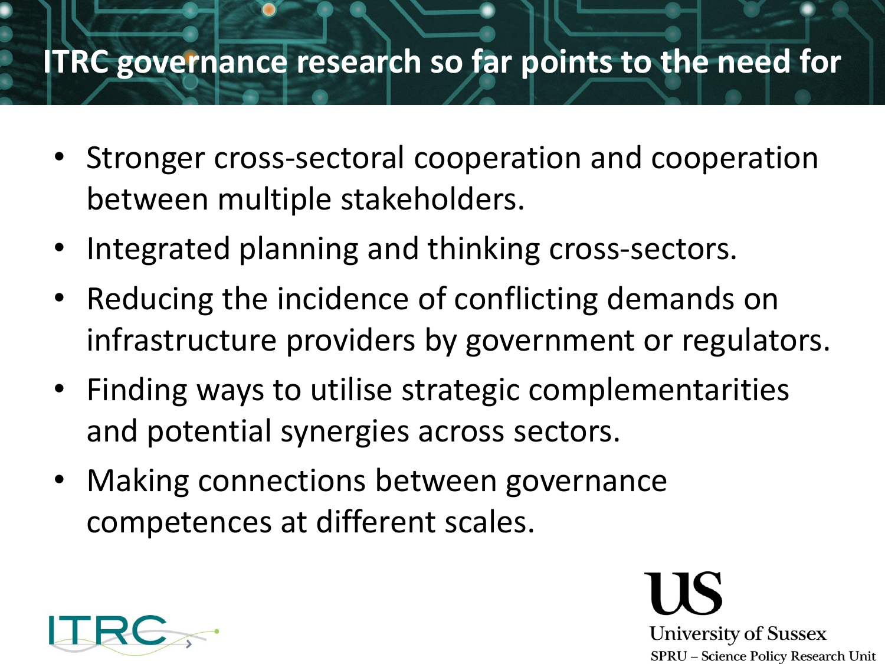# ITRC governance research so far points to the need for

- Stronger cross-sectoral cooperation and cooperation between multiple stakeholders.
- Integrated planning and thinking cross-sectors.
- Reducing the incidence of conflicting demands on infrastructure providers by government or regulators.
- Finding ways to utilise strategic complementarities and potential synergies across sectors.
- Making connections between governance competences at different scales.

ITRC

US
University of Sussex
SPRU – Science Policy Research Unit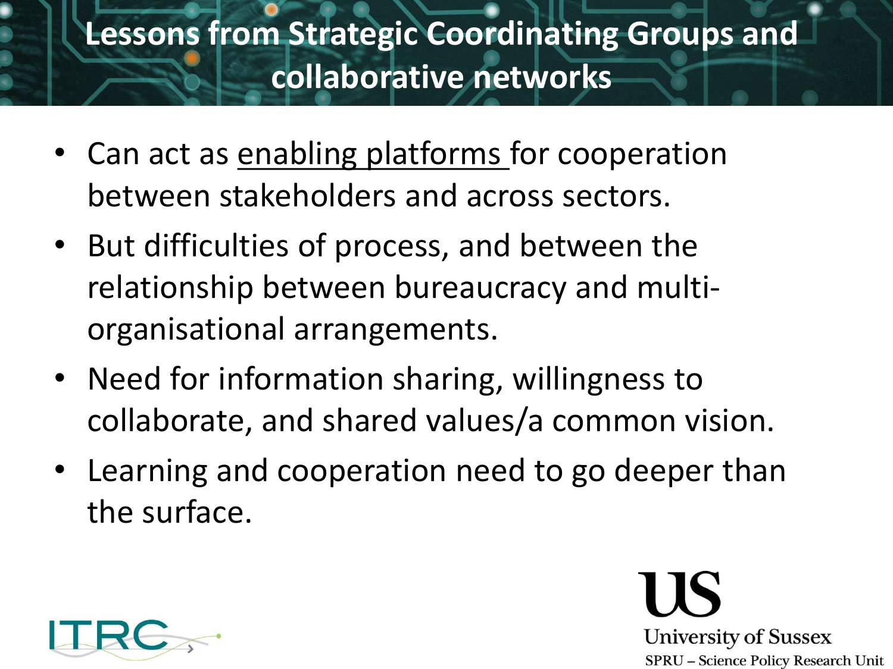# Lessons from Strategic Coordinating Groups and collaborative networks

- Can act as enabling platforms for cooperation between stakeholders and across sectors.
- But difficulties of process, and between the relationship between bureaucracy and multi-organisational arrangements.
- Need for information sharing, willingness to collaborate, and shared values/a common vision.
- Learning and cooperation need to go deeper than the surface.

ITRC

US
University of Sussex
SPRU – Science Policy Research Unit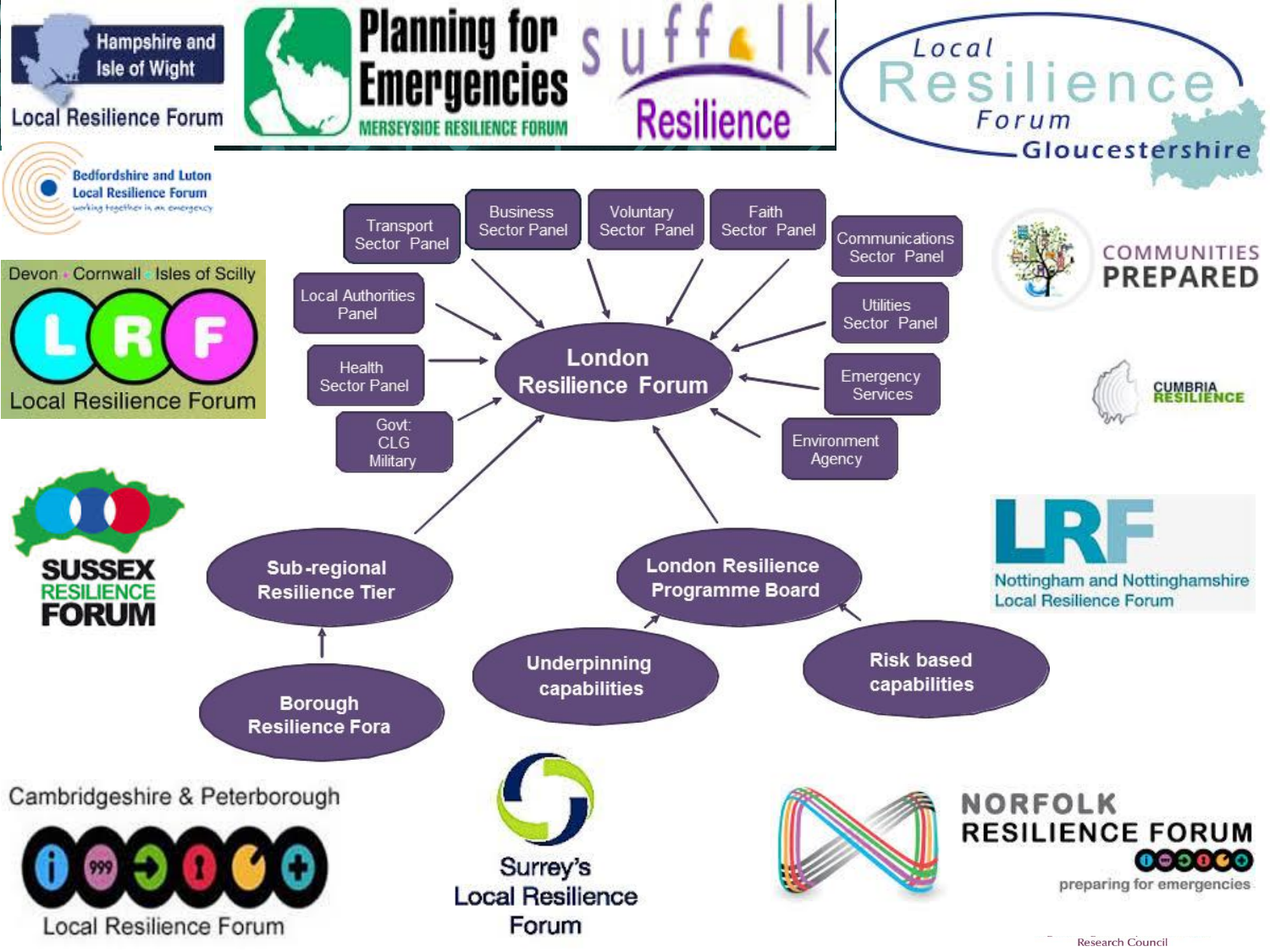Hampshire and Isle of Wight Local Resilience Forum

Planning for Emergencies
MERSEYSIDE RESILIENCE FORUM

Suffolk Resilience

Local Resilience Forum Gloucestershire

Bedfordshire and Luton Local Resilience Forum
working together in an emergency

Devon Cornwall Isles of Scilly
LRF
Local Resilience Forum

Transport Sector Panel

Business Sector Panel

Voluntary Sector Panel

Faith Sector Panel

Communications Sector Panel

Local Authorities Panel

Utilities Sector Panel

Health Sector Panel

London Resilience Forum

Emergency Services

Govt: CLG Military

Environment Agency

Sub-regional Resilience Tier

London Resilience Programme Board

Borough Resilience Fora

Underpinning capabilities

Risk based capabilities

COMMUNITIES PREPARED

CUMBRIA RESILIENCE

SUSSEX RESILIENCE FORUM

LRF
Nottingham and Nottinghamshire Local Resilience Forum

Cambridgeshire & Peterborough
Local Resilience Forum

Surrey's Local Resilience Forum

NORFOLK RESILIENCE FORUM
preparing for emergencies

Research Council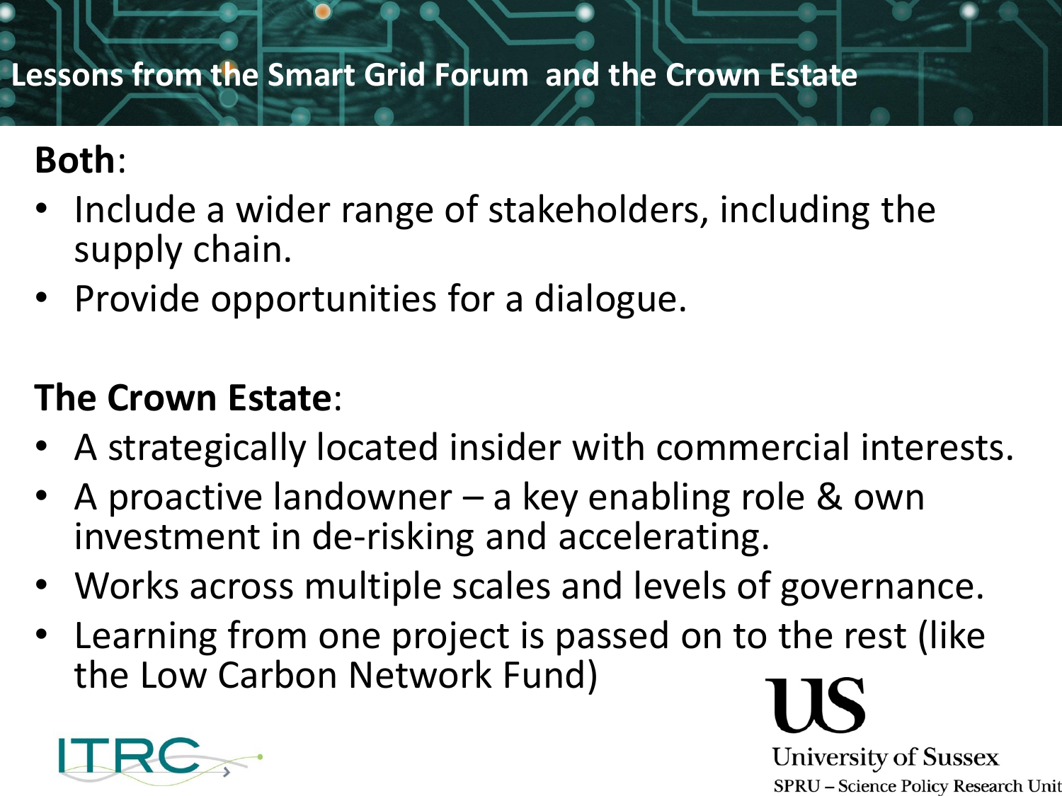# Lessons from the Smart Grid Forum and the Crown Estate

**Both**:

- Include a wider range of stakeholders, including the supply chain.
- Provide opportunities for a dialogue.

**The Crown Estate**:

- A strategically located insider with commercial interests.
- A proactive landowner – a key enabling role & own investment in de-risking and accelerating.
- Works across multiple scales and levels of governance.
- Learning from one project is passed on to the rest (like the Low Carbon Network Fund)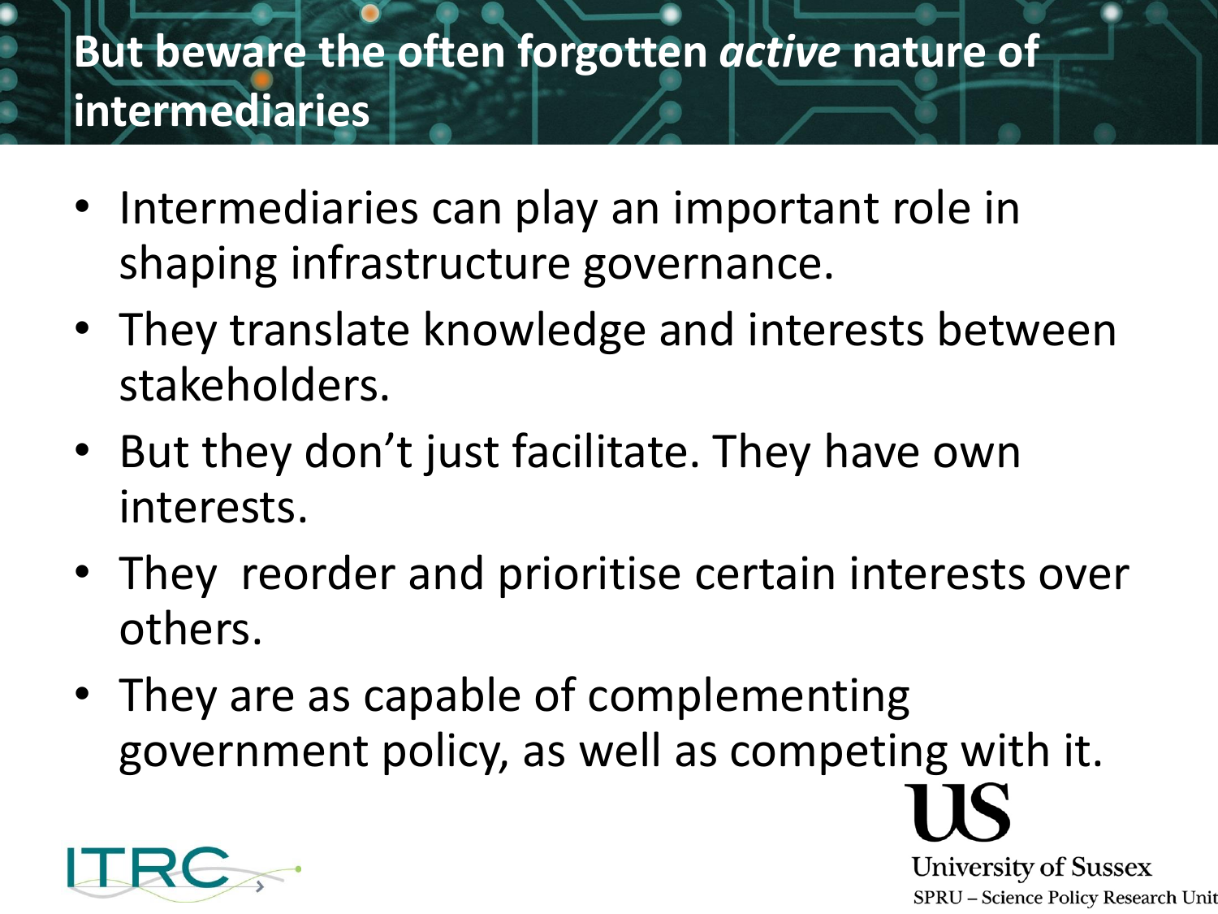# But beware the often forgotten *active* nature of intermediaries

- Intermediaries can play an important role in shaping infrastructure governance.
- They translate knowledge and interests between stakeholders.
- But they don't just facilitate. They have own interests.
- They reorder and prioritise certain interests over others.
- They are as capable of complementing government policy, as well as competing with it.

ITRC

University of Sussex
SPRU – Science Policy Research Unit